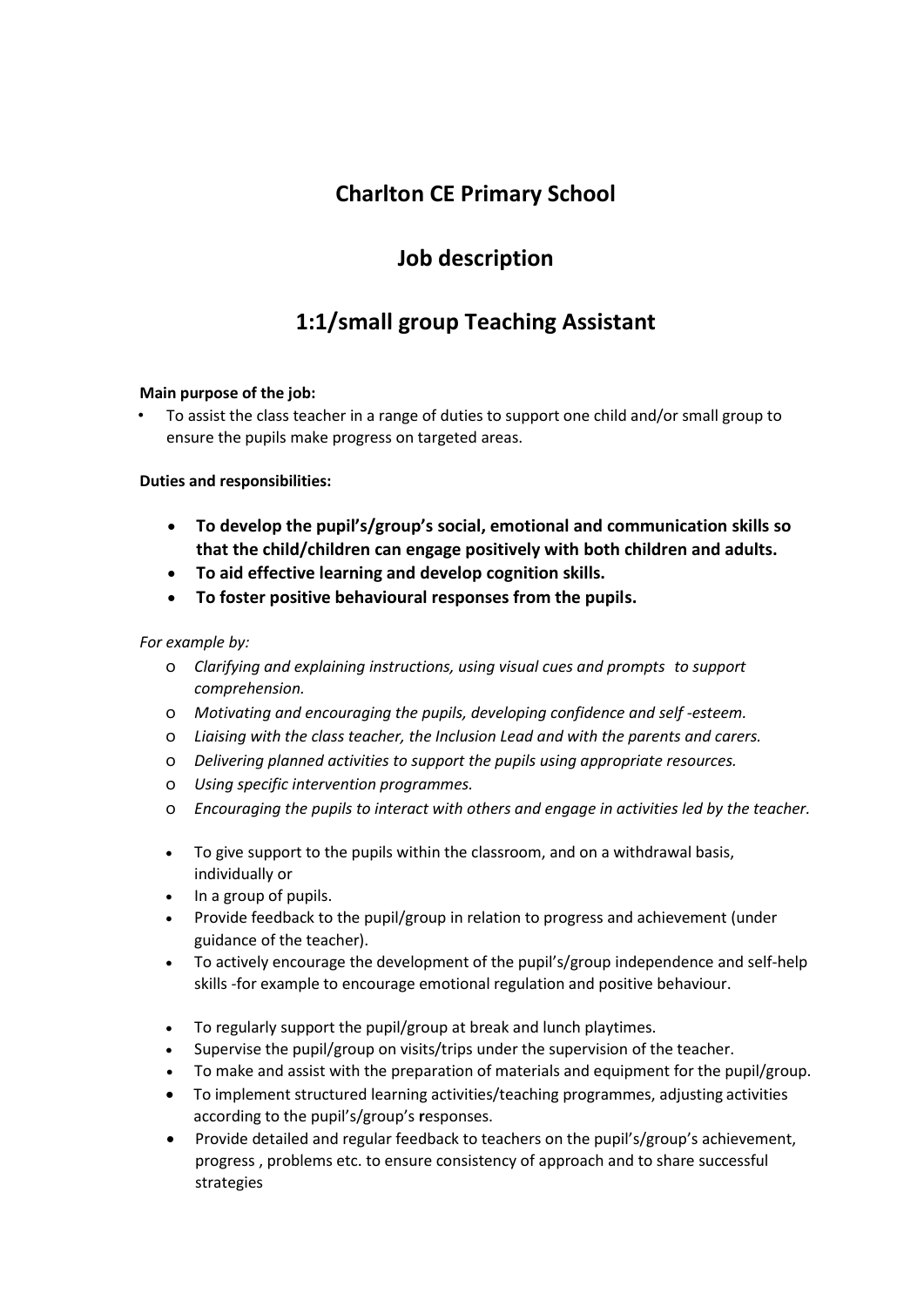# Charlton CE Primary School

## Job description

## 1:1/small group Teaching Assistant

**Main purpose of the job:**

- To assist the class teacher in a range of duties to support one child and/or small group to ensure the pupils make progress on targeted areas.

**Duties and responsibilities:**

- **To develop the pupil's/group's social, emotional and communication skills so that the child/children can engage positively with both children and adults.**
- **To aid effective learning and develop cognition skills.**
- **To foster positive behavioural responses from the pupils.**

*For example by:*

- *Clarifying and explaining instructions, using visual cues and prompts to support comprehension.*
- *Motivating and encouraging the pupils, developing confidence and self -esteem.*
- *Liaising with the class teacher, the Inclusion Lead and with the parents and carers.*
- *Delivering planned activities to support the pupils using appropriate resources.*
- *Using specific intervention programmes.*
- *Encouraging the pupils to interact with others and engage in activities led by the teacher.*

- To give support to the pupils within the classroom, and on a withdrawal basis, individually or
- In a group of pupils.
- Provide feedback to the pupil/group in relation to progress and achievement (under guidance of the teacher).
- To actively encourage the development of the pupil's/group independence and self-help skills -for example to encourage emotional regulation and positive behaviour.

- To regularly support the pupil/group at break and lunch playtimes.
- Supervise the pupil/group on visits/trips under the supervision of the teacher.
- To make and assist with the preparation of materials and equipment for the pupil/group.
- To implement structured learning activities/teaching programmes, adjusting activities according to the pupil's/group's responses.
- Provide detailed and regular feedback to teachers on the pupil's/group's achievement, progress , problems etc. to ensure consistency of approach and to share successful strategies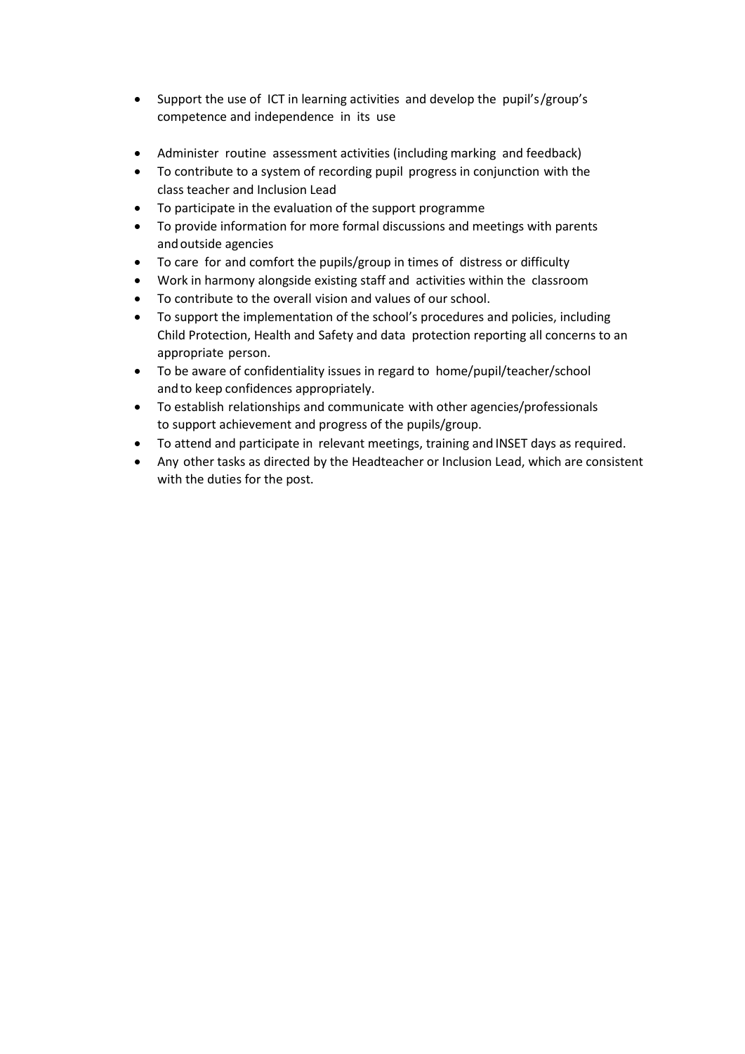- Support the use of ICT in learning activities and develop the pupil's/group's competence and independence in its use
- Administer routine assessment activities (including marking and feedback)
- To contribute to a system of recording pupil progress in conjunction with the class teacher and Inclusion Lead
- To participate in the evaluation of the support programme
- To provide information for more formal discussions and meetings with parents and outside agencies
- To care for and comfort the pupils/group in times of distress or difficulty
- Work in harmony alongside existing staff and activities within the classroom
- To contribute to the overall vision and values of our school.
- To support the implementation of the school's procedures and policies, including Child Protection, Health and Safety and data protection reporting all concerns to an appropriate person.
- To be aware of confidentiality issues in regard to home/pupil/teacher/school and to keep confidences appropriately.
- To establish relationships and communicate with other agencies/professionals to support achievement and progress of the pupils/group.
- To attend and participate in relevant meetings, training and INSET days as required.
- Any other tasks as directed by the Headteacher or Inclusion Lead, which are consistent with the duties for the post.